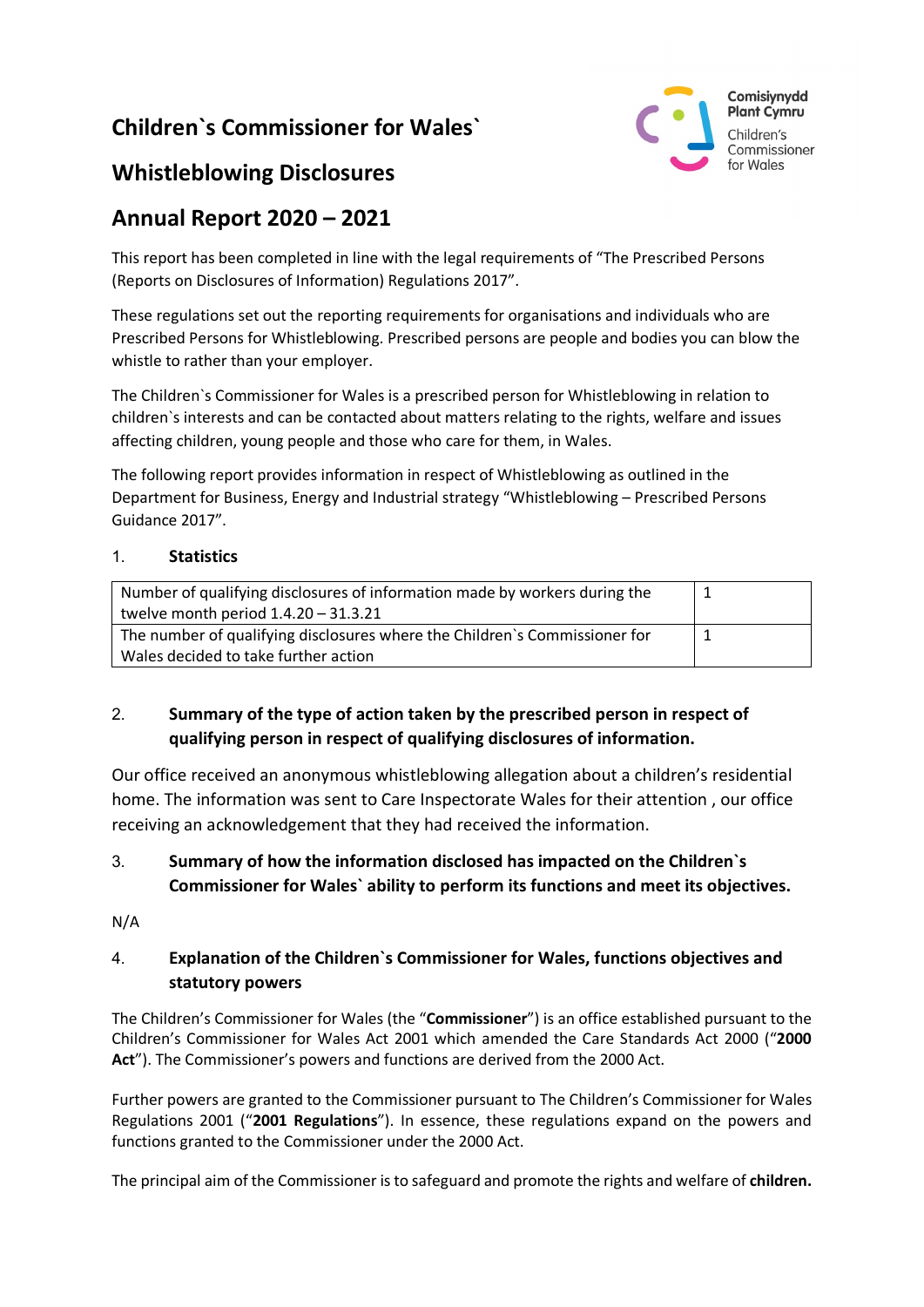# Children`s Commissioner for Wales`

# Whistleblowing Disclosures

# Annual Report 2020 – 2021

This report has been completed in line with the legal requirements of "The Prescribed Persons (Reports on Disclosures of Information) Regulations 2017".

These regulations set out the reporting requirements for organisations and individuals who are Prescribed Persons for Whistleblowing. Prescribed persons are people and bodies you can blow the whistle to rather than your employer.

The Children`s Commissioner for Wales is a prescribed person for Whistleblowing in relation to children`s interests and can be contacted about matters relating to the rights, welfare and issues affecting children, young people and those who care for them, in Wales.

The following report provides information in respect of Whistleblowing as outlined in the Department for Business, Energy and Industrial strategy "Whistleblowing – Prescribed Persons Guidance 2017".

## 1. Statistics

| | |
|---|---|
| Number of qualifying disclosures of information made by workers during the twelve month period 1.4.20 – 31.3.21 | 1 |
| The number of qualifying disclosures where the Children`s Commissioner for Wales decided to take further action | 1 |

## 2. Summary of the type of action taken by the prescribed person in respect of qualifying person in respect of qualifying disclosures of information.

Our office received an anonymous whistleblowing allegation about a children's residential home. The information was sent to Care Inspectorate Wales for their attention , our office receiving an acknowledgement that they had received the information.

## 3. Summary of how the information disclosed has impacted on the Children`s Commissioner for Wales` ability to perform its functions and meet its objectives.

N/A

## 4. Explanation of the Children`s Commissioner for Wales, functions objectives and statutory powers

The Children's Commissioner for Wales (the "**Commissioner**") is an office established pursuant to the Children's Commissioner for Wales Act 2001 which amended the Care Standards Act 2000 ("**2000 Act**"). The Commissioner's powers and functions are derived from the 2000 Act.

Further powers are granted to the Commissioner pursuant to The Children's Commissioner for Wales Regulations 2001 ("**2001 Regulations**"). In essence, these regulations expand on the powers and functions granted to the Commissioner under the 2000 Act.

The principal aim of the Commissioner is to safeguard and promote the rights and welfare of **children.**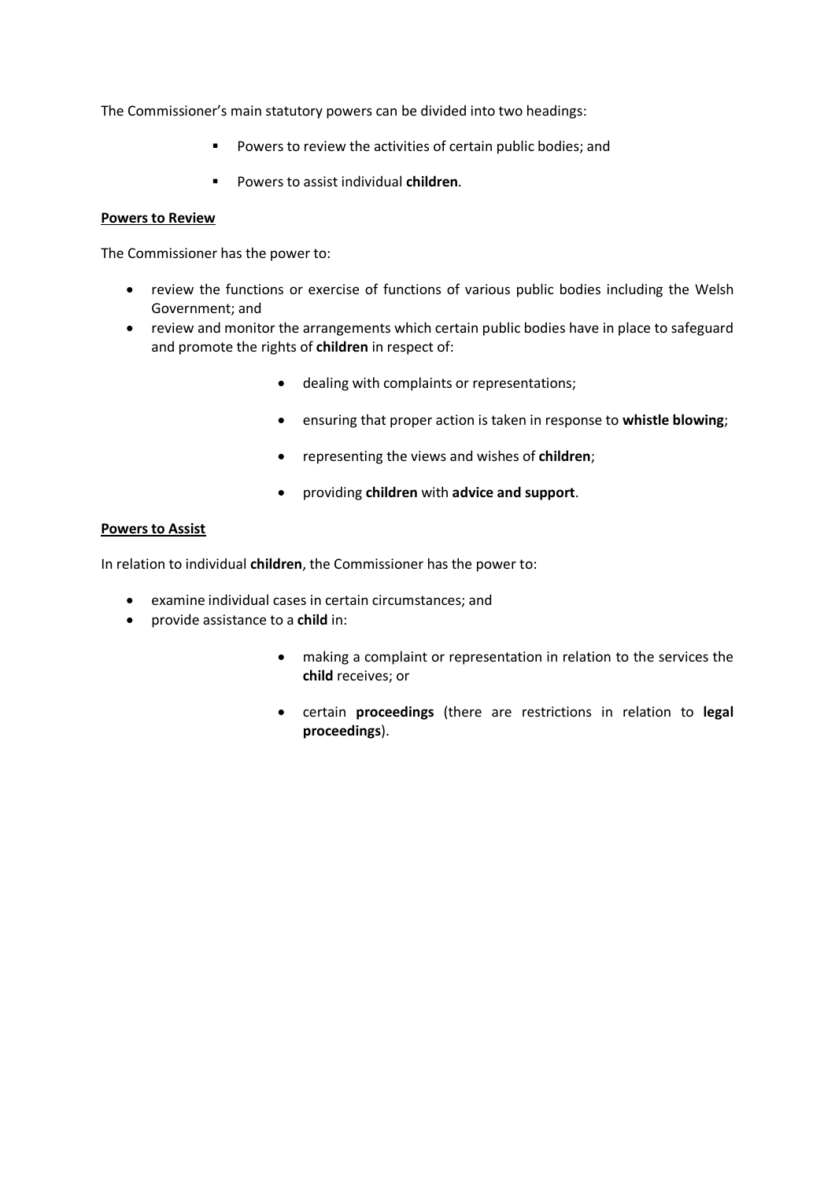The Commissioner's main statutory powers can be divided into two headings:

- Powers to review the activities of certain public bodies; and
- Powers to assist individual **children**.

**Powers to Review**

The Commissioner has the power to:

- review the functions or exercise of functions of various public bodies including the Welsh Government; and
- review and monitor the arrangements which certain public bodies have in place to safeguard and promote the rights of **children** in respect of:
  - dealing with complaints or representations;
  - ensuring that proper action is taken in response to **whistle blowing**;
  - representing the views and wishes of **children**;
  - providing **children** with **advice and support**.

**Powers to Assist**

In relation to individual **children**, the Commissioner has the power to:

- examine individual cases in certain circumstances; and
- provide assistance to a **child** in:
  - making a complaint or representation in relation to the services the **child** receives; or
  - certain **proceedings** (there are restrictions in relation to **legal proceedings**).